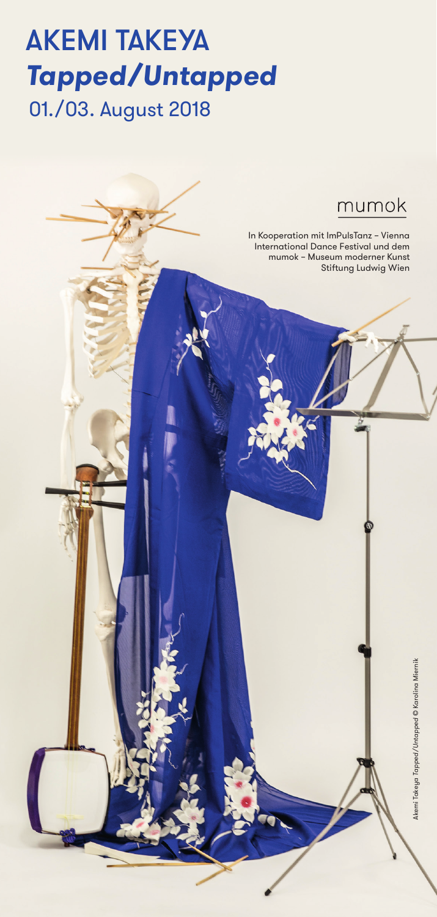# AKEMI TAKEYA

## *Tapped/Untapped*

01./03. August 2018

mumok

In Kooperation mit ImPulsTanz – Vienna International Dance Festival und dem mumok – Museum moderner Kunst Stiftung Ludwig Wien

Akemi Takeya *Tapped/Untapped* © Karolina Miernik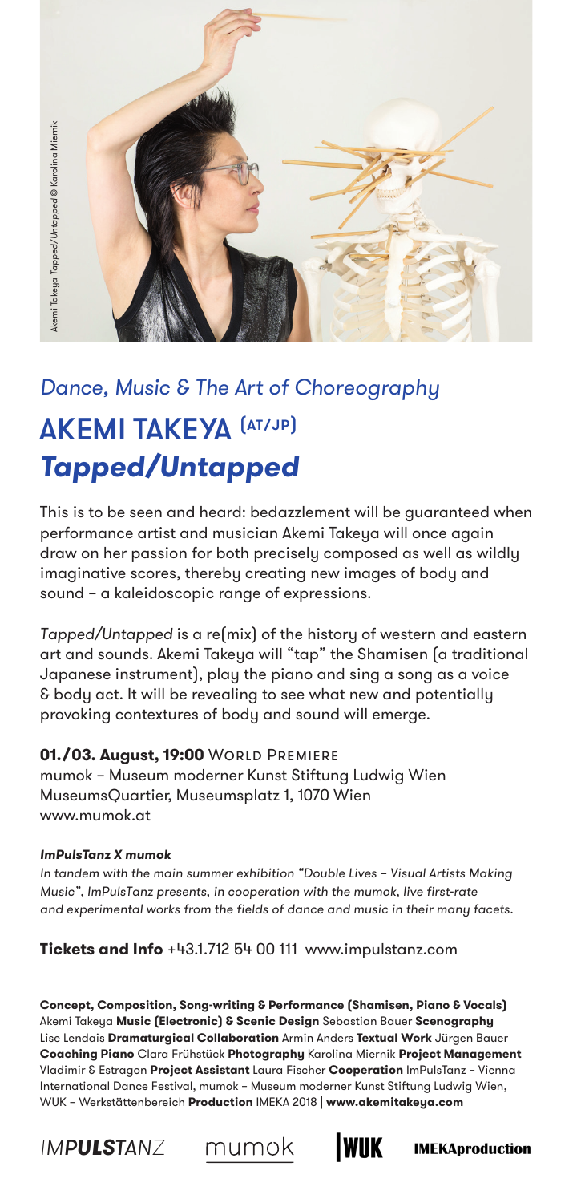Akemi Takeya *Tapped/Untapped* © Karolina Miernik

*Dance, Music & The Art of Choreography*

# AKEMI TAKEYA (AT/JP)

## *Tapped/Untapped*

This is to be seen and heard: bedazzlement will be guaranteed when performance artist and musician Akemi Takeya will once again draw on her passion for both precisely composed as well as wildly imaginative scores, thereby creating new images of body and sound – a kaleidoscopic range of expressions.

*Tapped/Untapped* is a re(mix) of the history of western and eastern art and sounds. Akemi Takeya will "tap" the Shamisen (a traditional Japanese instrument), play the piano and sing a song as a voice & body act. It will be revealing to see what new and potentially provoking contextures of body and sound will emerge.

**01./03. August, 19:00** WORLD PREMIERE
mumok – Museum moderner Kunst Stiftung Ludwig Wien
MuseumsQuartier, Museumsplatz 1, 1070 Wien
www.mumok.at

***ImPulsTanz X mumok***
*In tandem with the main summer exhibition "Double Lives – Visual Artists Making Music", ImPulsTanz presents, in cooperation with the mumok, live first-rate and experimental works from the fields of dance and music in their many facets.*

**Tickets and Info** +43.1.712 54 00 111 www.impulstanz.com

**Concept, Composition, Song-writing & Performance (Shamisen, Piano & Vocals)** Akemi Takeya **Music (Electronic) & Scenic Design** Sebastian Bauer **Scenography** Lise Lendais **Dramaturgical Collaboration** Armin Anders **Textual Work** Jürgen Bauer **Coaching Piano** Clara Frühstück **Photography** Karolina Miernik **Project Management** Vladimir & Estragon **Project Assistant** Laura Fischer **Cooperation** ImPulsTanz – Vienna International Dance Festival, mumok – Museum moderner Kunst Stiftung Ludwig Wien, WUK – Werkstättenbereich **Production** IMEKA 2018 | **www.akemitakeya.com**

IMPULSTANZ mumok WUK IMEKAproduction